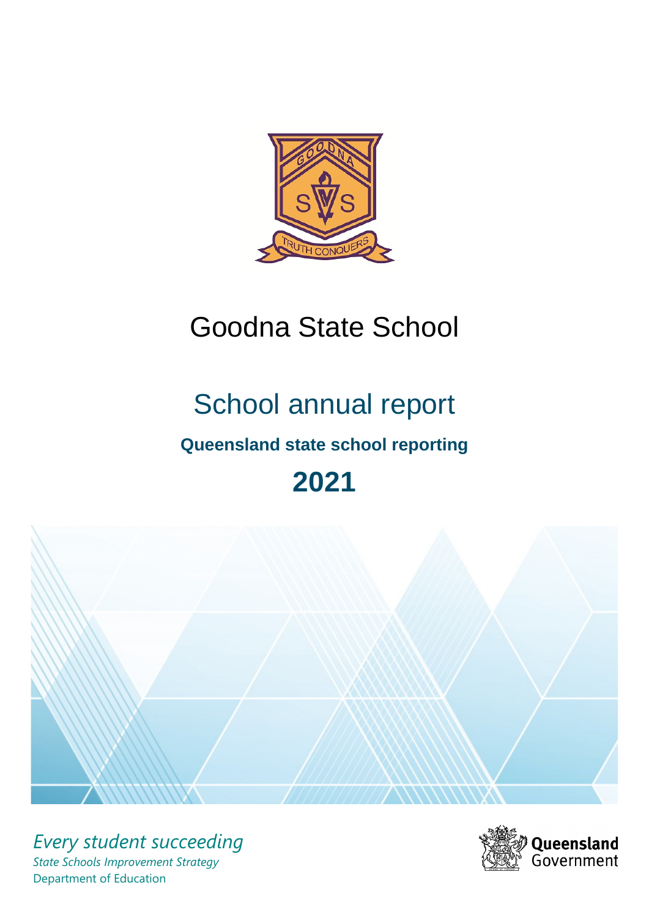# Goodna State School

## School annual report

### Queensland state school reporting

## 2021

*Every student succeeding*

*State Schools Improvement Strategy*

Department of Education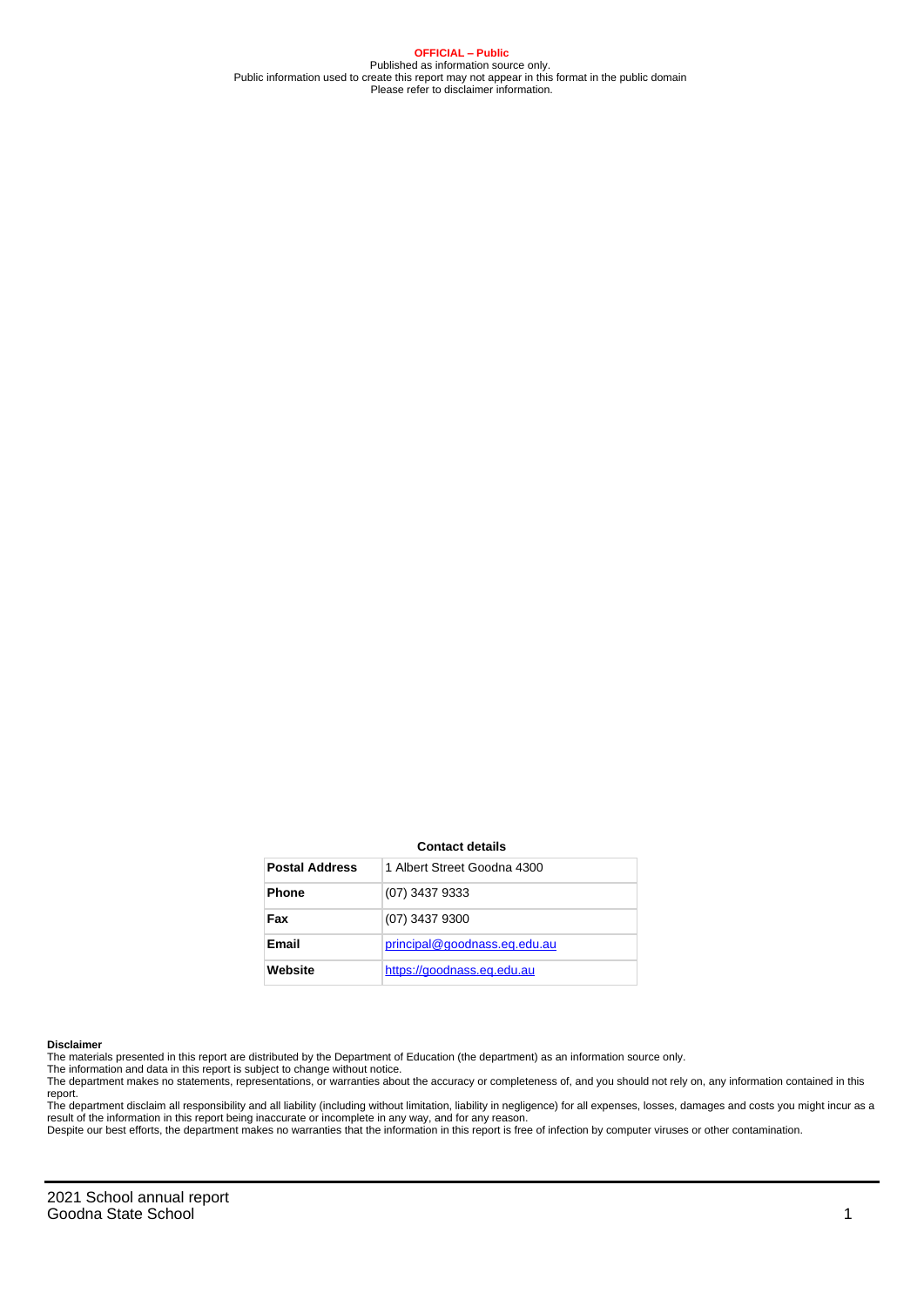**OFFICIAL – Public**

Published as information source only.
Public information used to create this report may not appear in this format in the public domain
Please refer to disclaimer information.

**Contact details**

| **Postal Address** | 1 Albert Street Goodna 4300 |
|---|---|
| **Phone** | (07) 3437 9333 |
| **Fax** | (07) 3437 9300 |
| **Email** | principal@goodnass.eq.edu.au |
| **Website** | https://goodnass.eq.edu.au |

**Disclaimer**

The materials presented in this report are distributed by the Department of Education (the department) as an information source only.
The information and data in this report is subject to change without notice.
The department makes no statements, representations, or warranties about the accuracy or completeness of, and you should not rely on, any information contained in this report.
The department disclaim all responsibility and all liability (including without limitation, liability in negligence) for all expenses, losses, damages and costs you might incur as a result of the information in this report being inaccurate or incomplete in any way, and for any reason.
Despite our best efforts, the department makes no warranties that the information in this report is free of infection by computer viruses or other contamination.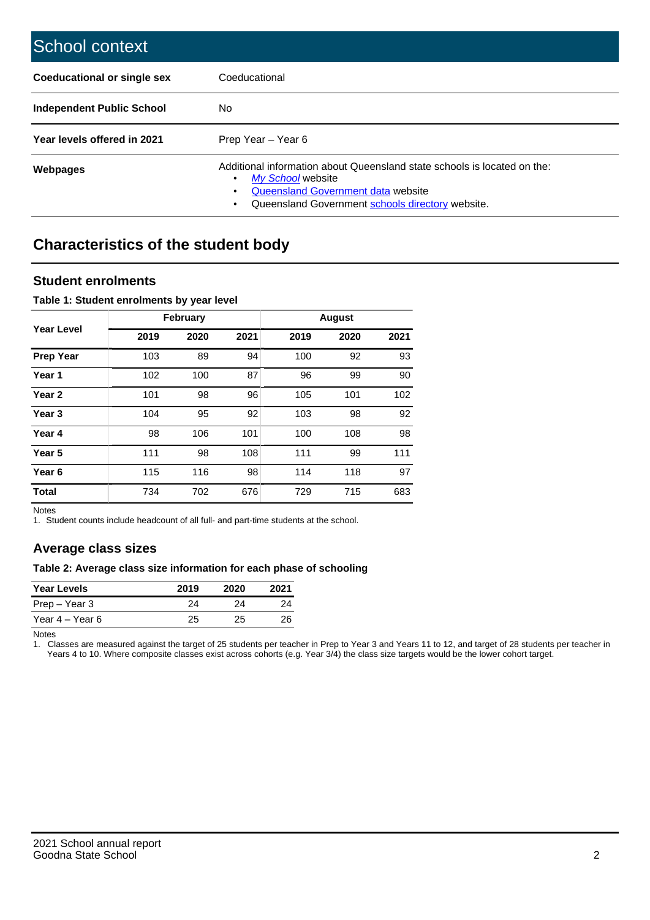# School context

| | |
|---|---|
| **Coeducational or single sex** | Coeducational |
| **Independent Public School** | No |
| **Year levels offered in 2021** | Prep Year – Year 6 |
| **Webpages** | Additional information about Queensland state schools is located on the:<br>• *My School* website<br>• Queensland Government data website<br>• Queensland Government schools directory website. |

## Characteristics of the student body

### Student enrolments

**Table 1: Student enrolments by year level**

| Year Level | February | | | August | | |
|---|---|---|---|---|---|---|
| | 2019 | 2020 | 2021 | 2019 | 2020 | 2021 |
| **Prep Year** | 103 | 89 | 94 | 100 | 92 | 93 |
| **Year 1** | 102 | 100 | 87 | 96 | 99 | 90 |
| **Year 2** | 101 | 98 | 96 | 105 | 101 | 102 |
| **Year 3** | 104 | 95 | 92 | 103 | 98 | 92 |
| **Year 4** | 98 | 106 | 101 | 100 | 108 | 98 |
| **Year 5** | 111 | 98 | 108 | 111 | 99 | 111 |
| **Year 6** | 115 | 116 | 98 | 114 | 118 | 97 |
| **Total** | 734 | 702 | 676 | 729 | 715 | 683 |

Notes
1. Student counts include headcount of all full- and part-time students at the school.

### Average class sizes

**Table 2: Average class size information for each phase of schooling**

| Year Levels | 2019 | 2020 | 2021 |
|---|---|---|---|
| Prep – Year 3 | 24 | 24 | 24 |
| Year 4 – Year 6 | 25 | 25 | 26 |

Notes
1. Classes are measured against the target of 25 students per teacher in Prep to Year 3 and Years 11 to 12, and target of 28 students per teacher in Years 4 to 10. Where composite classes exist across cohorts (e.g. Year 3/4) the class size targets would be the lower cohort target.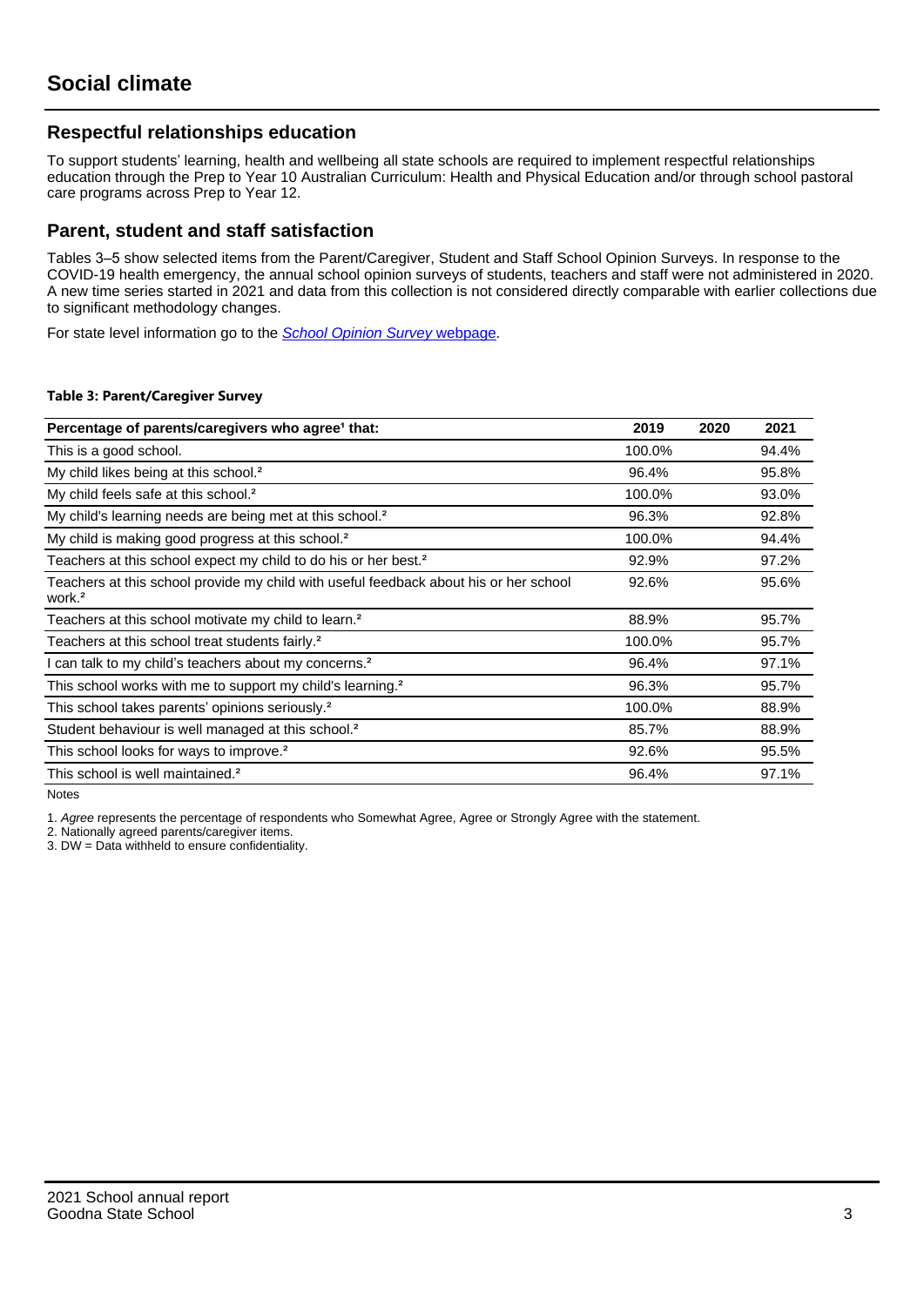# Social climate

## Respectful relationships education

To support students' learning, health and wellbeing all state schools are required to implement respectful relationships education through the Prep to Year 10 Australian Curriculum: Health and Physical Education and/or through school pastoral care programs across Prep to Year 12.

## Parent, student and staff satisfaction

Tables 3–5 show selected items from the Parent/Caregiver, Student and Staff School Opinion Surveys. In response to the COVID-19 health emergency, the annual school opinion surveys of students, teachers and staff were not administered in 2020. A new time series started in 2021 and data from this collection is not considered directly comparable with earlier collections due to significant methodology changes.

For state level information go to the *School Opinion Survey* webpage.

**Table 3: Parent/Caregiver Survey**

| Percentage of parents/caregivers who agree[1] that: | 2019 | 2020 | 2021 |
|---|---|---|---|
| This is a good school. | 100.0% | | 94.4% |
| My child likes being at this school.[2] | 96.4% | | 95.8% |
| My child feels safe at this school.[2] | 100.0% | | 93.0% |
| My child's learning needs are being met at this school.[2] | 96.3% | | 92.8% |
| My child is making good progress at this school.[2] | 100.0% | | 94.4% |
| Teachers at this school expect my child to do his or her best.[2] | 92.9% | | 97.2% |
| Teachers at this school provide my child with useful feedback about his or her school work.[2] | 92.6% | | 95.6% |
| Teachers at this school motivate my child to learn.[2] | 88.9% | | 95.7% |
| Teachers at this school treat students fairly.[2] | 100.0% | | 95.7% |
| I can talk to my child's teachers about my concerns.[2] | 96.4% | | 97.1% |
| This school works with me to support my child's learning.[2] | 96.3% | | 95.7% |
| This school takes parents' opinions seriously.[2] | 100.0% | | 88.9% |
| Student behaviour is well managed at this school.[2] | 85.7% | | 88.9% |
| This school looks for ways to improve.[2] | 92.6% | | 95.5% |
| This school is well maintained.[2] | 96.4% | | 97.1% |

Notes

1. *Agree* represents the percentage of respondents who Somewhat Agree, Agree or Strongly Agree with the statement.
2. Nationally agreed parents/caregiver items.
3. DW = Data withheld to ensure confidentiality.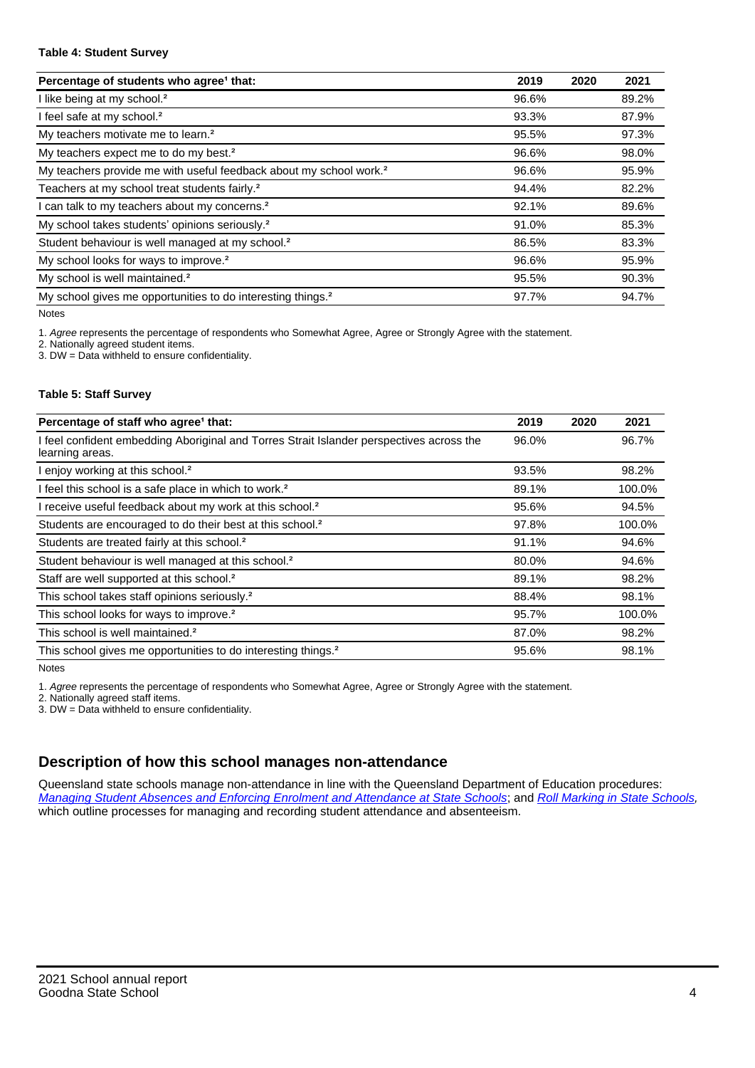**Table 4: Student Survey**

| Percentage of students who agree[1] that: | 2019 | 2020 | 2021 |
|---|---|---|---|
| I like being at my school.[2] | 96.6% | | 89.2% |
| I feel safe at my school.[2] | 93.3% | | 87.9% |
| My teachers motivate me to learn.[2] | 95.5% | | 97.3% |
| My teachers expect me to do my best.[2] | 96.6% | | 98.0% |
| My teachers provide me with useful feedback about my school work.[2] | 96.6% | | 95.9% |
| Teachers at my school treat students fairly.[2] | 94.4% | | 82.2% |
| I can talk to my teachers about my concerns.[2] | 92.1% | | 89.6% |
| My school takes students' opinions seriously.[2] | 91.0% | | 85.3% |
| Student behaviour is well managed at my school.[2] | 86.5% | | 83.3% |
| My school looks for ways to improve.[2] | 96.6% | | 95.9% |
| My school is well maintained.[2] | 95.5% | | 90.3% |
| My school gives me opportunities to do interesting things.[2] | 97.7% | | 94.7% |

Notes

1. *Agree* represents the percentage of respondents who Somewhat Agree, Agree or Strongly Agree with the statement.
2. Nationally agreed student items.
3. DW = Data withheld to ensure confidentiality.

**Table 5: Staff Survey**

| Percentage of staff who agree[1] that: | 2019 | 2020 | 2021 |
|---|---|---|---|
| I feel confident embedding Aboriginal and Torres Strait Islander perspectives across the learning areas. | 96.0% | | 96.7% |
| I enjoy working at this school.[2] | 93.5% | | 98.2% |
| I feel this school is a safe place in which to work.[2] | 89.1% | | 100.0% |
| I receive useful feedback about my work at this school.[2] | 95.6% | | 94.5% |
| Students are encouraged to do their best at this school.[2] | 97.8% | | 100.0% |
| Students are treated fairly at this school.[2] | 91.1% | | 94.6% |
| Student behaviour is well managed at this school.[2] | 80.0% | | 94.6% |
| Staff are well supported at this school.[2] | 89.1% | | 98.2% |
| This school takes staff opinions seriously.[2] | 88.4% | | 98.1% |
| This school looks for ways to improve.[2] | 95.7% | | 100.0% |
| This school is well maintained.[2] | 87.0% | | 98.2% |
| This school gives me opportunities to do interesting things.[2] | 95.6% | | 98.1% |

Notes

1. *Agree* represents the percentage of respondents who Somewhat Agree, Agree or Strongly Agree with the statement.
2. Nationally agreed staff items.
3. DW = Data withheld to ensure confidentiality.

## Description of how this school manages non-attendance

Queensland state schools manage non-attendance in line with the Queensland Department of Education procedures: *Managing Student Absences and Enforcing Enrolment and Attendance at State Schools*; and *Roll Marking in State Schools*, which outline processes for managing and recording student attendance and absenteeism.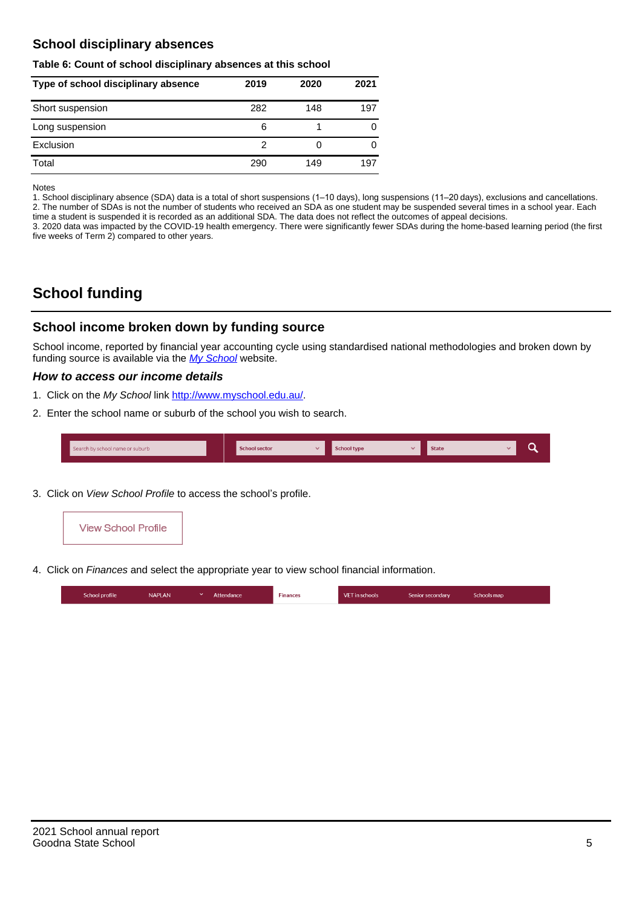## School disciplinary absences

**Table 6: Count of school disciplinary absences at this school**

| Type of school disciplinary absence | 2019 | 2020 | 2021 |
|---|---|---|---|
| Short suspension | 282 | 148 | 197 |
| Long suspension | 6 | 1 | 0 |
| Exclusion | 2 | 0 | 0 |
| Total | 290 | 149 | 197 |

Notes
1. School disciplinary absence (SDA) data is a total of short suspensions (1–10 days), long suspensions (11–20 days), exclusions and cancellations.
2. The number of SDAs is not the number of students who received an SDA as one student may be suspended several times in a school year. Each time a student is suspended it is recorded as an additional SDA. The data does not reflect the outcomes of appeal decisions.
3. 2020 data was impacted by the COVID-19 health emergency. There were significantly fewer SDAs during the home-based learning period (the first five weeks of Term 2) compared to other years.

# School funding

## School income broken down by funding source

School income, reported by financial year accounting cycle using standardised national methodologies and broken down by funding source is available via the *My School* website.

### *How to access our income details*

1. Click on the *My School* link http://www.myschool.edu.au/.
2. Enter the school name or suburb of the school you wish to search.

3. Click on *View School Profile* to access the school's profile.

4. Click on *Finances* and select the appropriate year to view school financial information.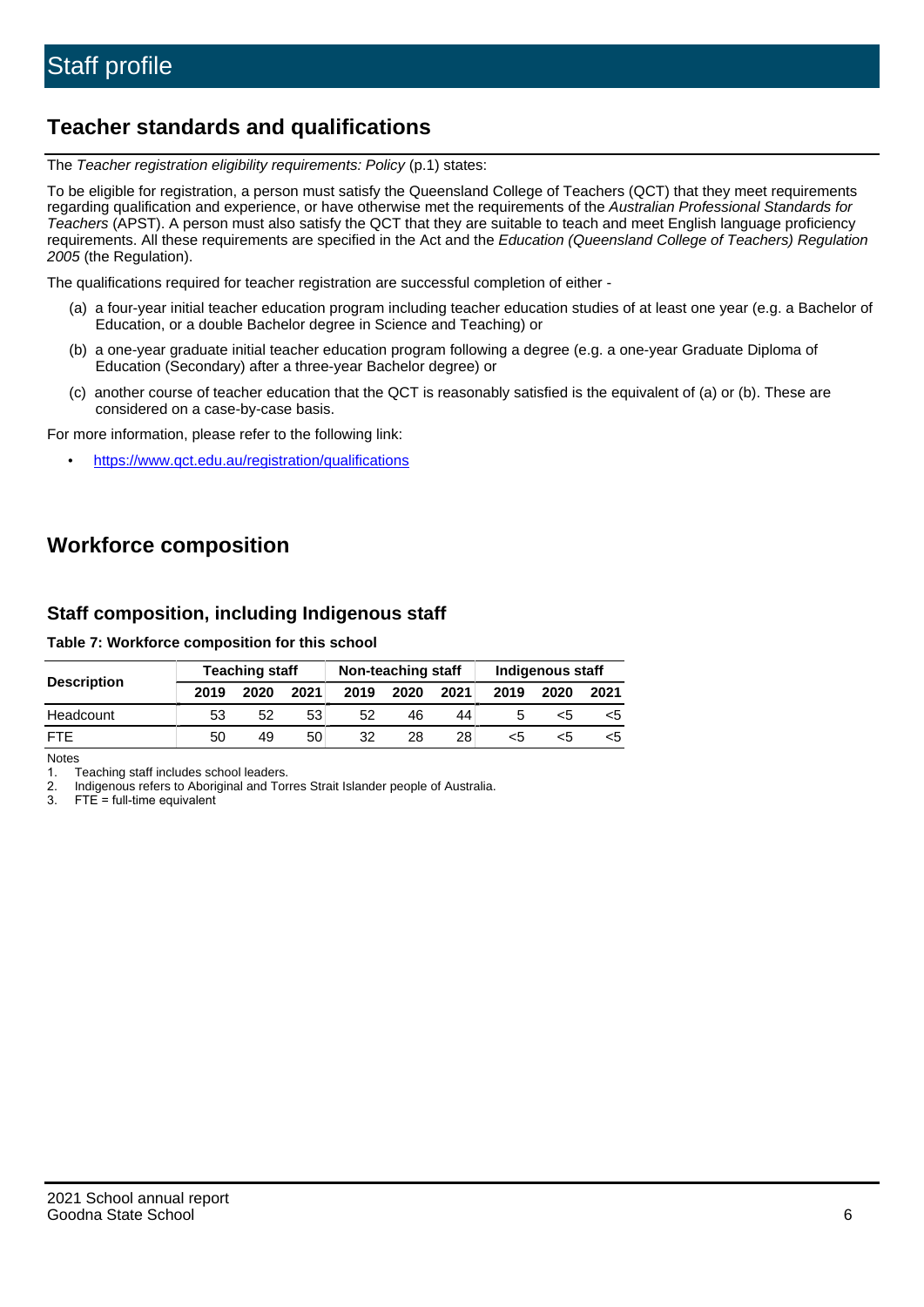# Staff profile

## Teacher standards and qualifications

The *Teacher registration eligibility requirements: Policy* (p.1) states:

To be eligible for registration, a person must satisfy the Queensland College of Teachers (QCT) that they meet requirements regarding qualification and experience, or have otherwise met the requirements of the *Australian Professional Standards for Teachers* (APST). A person must also satisfy the QCT that they are suitable to teach and meet English language proficiency requirements. All these requirements are specified in the Act and the *Education (Queensland College of Teachers) Regulation 2005* (the Regulation).

The qualifications required for teacher registration are successful completion of either -

(a) a four-year initial teacher education program including teacher education studies of at least one year (e.g. a Bachelor of Education, or a double Bachelor degree in Science and Teaching) or

(b) a one-year graduate initial teacher education program following a degree (e.g. a one-year Graduate Diploma of Education (Secondary) after a three-year Bachelor degree) or

(c) another course of teacher education that the QCT is reasonably satisfied is the equivalent of (a) or (b). These are considered on a case-by-case basis.

For more information, please refer to the following link:

- https://www.qct.edu.au/registration/qualifications

## Workforce composition

### Staff composition, including Indigenous staff

**Table 7: Workforce composition for this school**

| Description | Teaching staff | | | Non-teaching staff | | | Indigenous staff | | |
|---|---|---|---|---|---|---|---|---|---|
| | 2019 | 2020 | 2021 | 2019 | 2020 | 2021 | 2019 | 2020 | 2021 |
| Headcount | 53 | 52 | 53 | 52 | 46 | 44 | 5 | <5 | <5 |
| FTE | 50 | 49 | 50 | 32 | 28 | 28 | <5 | <5 | <5 |

Notes

1. Teaching staff includes school leaders.
2. Indigenous refers to Aboriginal and Torres Strait Islander people of Australia.
3. FTE = full-time equivalent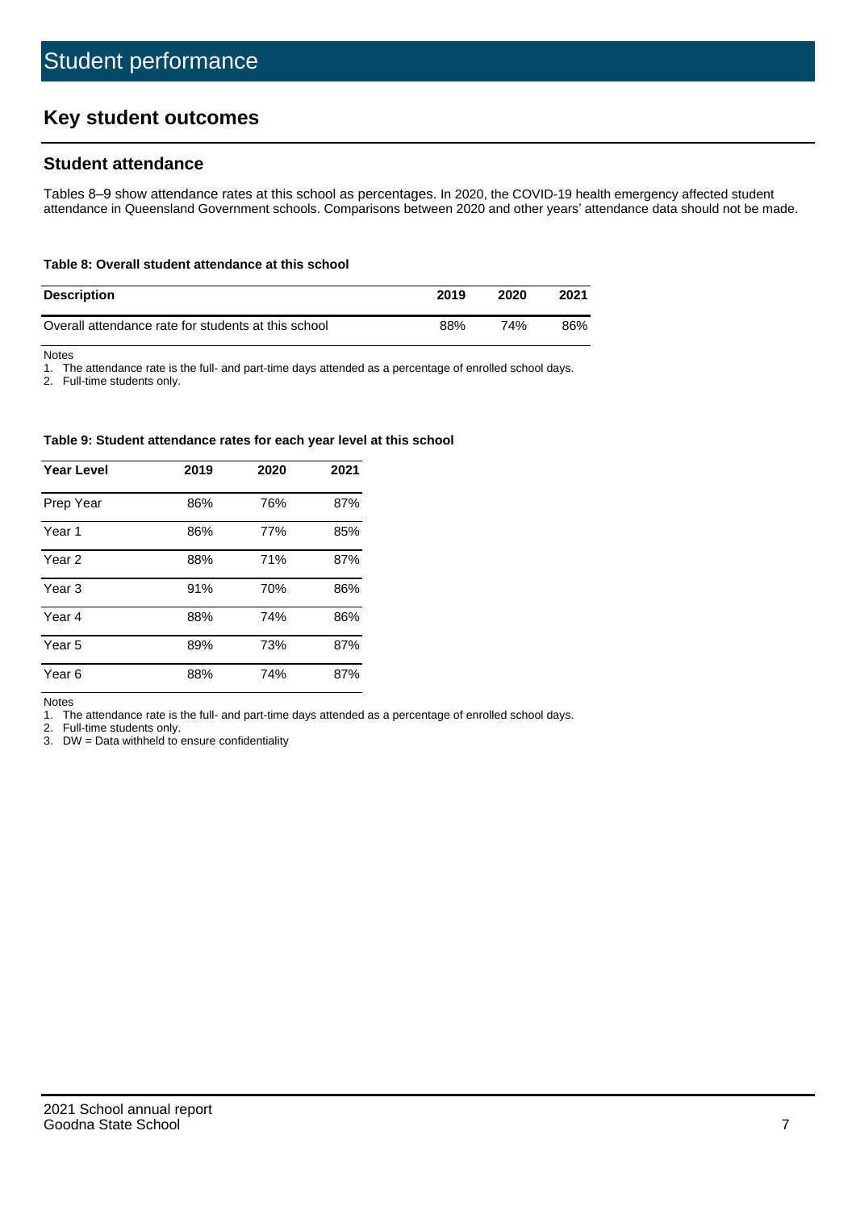# Student performance

## Key student outcomes

### Student attendance

Tables 8–9 show attendance rates at this school as percentages. In 2020, the COVID-19 health emergency affected student attendance in Queensland Government schools. Comparisons between 2020 and other years' attendance data should not be made.

**Table 8: Overall student attendance at this school**

| Description | 2019 | 2020 | 2021 |
|---|---|---|---|
| Overall attendance rate for students at this school | 88% | 74% | 86% |

Notes

1. The attendance rate is the full- and part-time days attended as a percentage of enrolled school days.
2. Full-time students only.

**Table 9: Student attendance rates for each year level at this school**

| Year Level | 2019 | 2020 | 2021 |
|---|---|---|---|
| Prep Year | 86% | 76% | 87% |
| Year 1 | 86% | 77% | 85% |
| Year 2 | 88% | 71% | 87% |
| Year 3 | 91% | 70% | 86% |
| Year 4 | 88% | 74% | 86% |
| Year 5 | 89% | 73% | 87% |
| Year 6 | 88% | 74% | 87% |

Notes

1. The attendance rate is the full- and part-time days attended as a percentage of enrolled school days.
2. Full-time students only.
3. DW = Data withheld to ensure confidentiality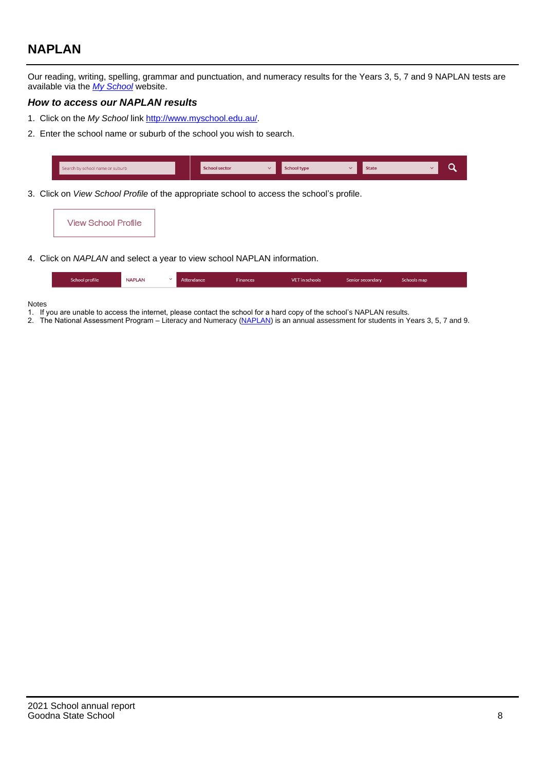## NAPLAN

Our reading, writing, spelling, grammar and punctuation, and numeracy results for the Years 3, 5, 7 and 9 NAPLAN tests are available via the *My School* website.

### *How to access our NAPLAN results*

1. Click on the *My School* link http://www.myschool.edu.au/.
2. Enter the school name or suburb of the school you wish to search.

Search by school name or suburb | School sector | School type | State

3. Click on *View School Profile* of the appropriate school to access the school's profile.

View School Profile

4. Click on *NAPLAN* and select a year to view school NAPLAN information.

School profile | NAPLAN | Attendance | Finances | VET in schools | Senior secondary | Schools map

Notes

1. If you are unable to access the internet, please contact the school for a hard copy of the school's NAPLAN results.
2. The National Assessment Program – Literacy and Numeracy (NAPLAN) is an annual assessment for students in Years 3, 5, 7 and 9.